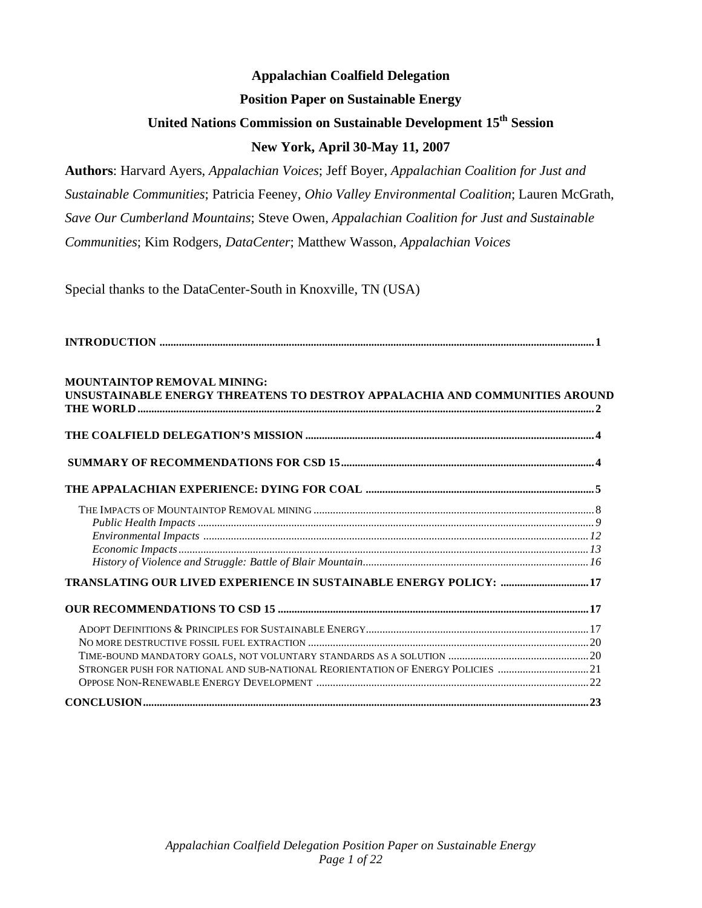# Appalachian Coalfield Delegation

## Position Paper on Sustainable Energy

## United Nations Commission on Sustainable Development 15th Session

## New York, April 30-May 11, 2007

**Authors**: Harvard Ayers, *Appalachian Voices*; Jeff Boyer, *Appalachian Coalition for Just and Sustainable Communities*; Patricia Feeney, *Ohio Valley Environmental Coalition*; Lauren McGrath, *Save Our Cumberland Mountains*; Steve Owen, *Appalachian Coalition for Just and Sustainable Communities*; Kim Rodgers, *DataCenter*; Matthew Wasson, *Appalachian Voices*

Special thanks to the DataCenter-South in Knoxville, TN (USA)

**INTRODUCTION** .......... 1

**MOUNTAINTOP REMOVAL MINING: UNSUSTAINABLE ENERGY THREATENS TO DESTROY APPALACHIA AND COMMUNITIES AROUND THE WORLD** .......... 2

**THE COALFIELD DELEGATION'S MISSION** .......... 4

**SUMMARY OF RECOMMENDATIONS FOR CSD 15** .......... 4

**THE APPALACHIAN EXPERIENCE: DYING FOR COAL** .......... 5

- The Impacts of Mountaintop Removal mining .......... 8
  - *Public Health Impacts* .......... 9
  - *Environmental Impacts* .......... 12
  - *Economic Impacts* .......... 13
  - *History of Violence and Struggle: Battle of Blair Mountain* .......... 16

**TRANSLATING OUR LIVED EXPERIENCE IN SUSTAINABLE ENERGY POLICY:** .......... 17

**OUR RECOMMENDATIONS TO CSD 15** .......... 17

- Adopt Definitions & Principles for Sustainable Energy .......... 17
- No more destructive fossil fuel extraction .......... 20
- Time-bound mandatory goals, not voluntary standards as a solution .......... 20
- Stronger push for national and sub-national Reorientation of Energy Policies .......... 21
- Oppose Non-Renewable Energy Development .......... 22

**CONCLUSION** .......... 23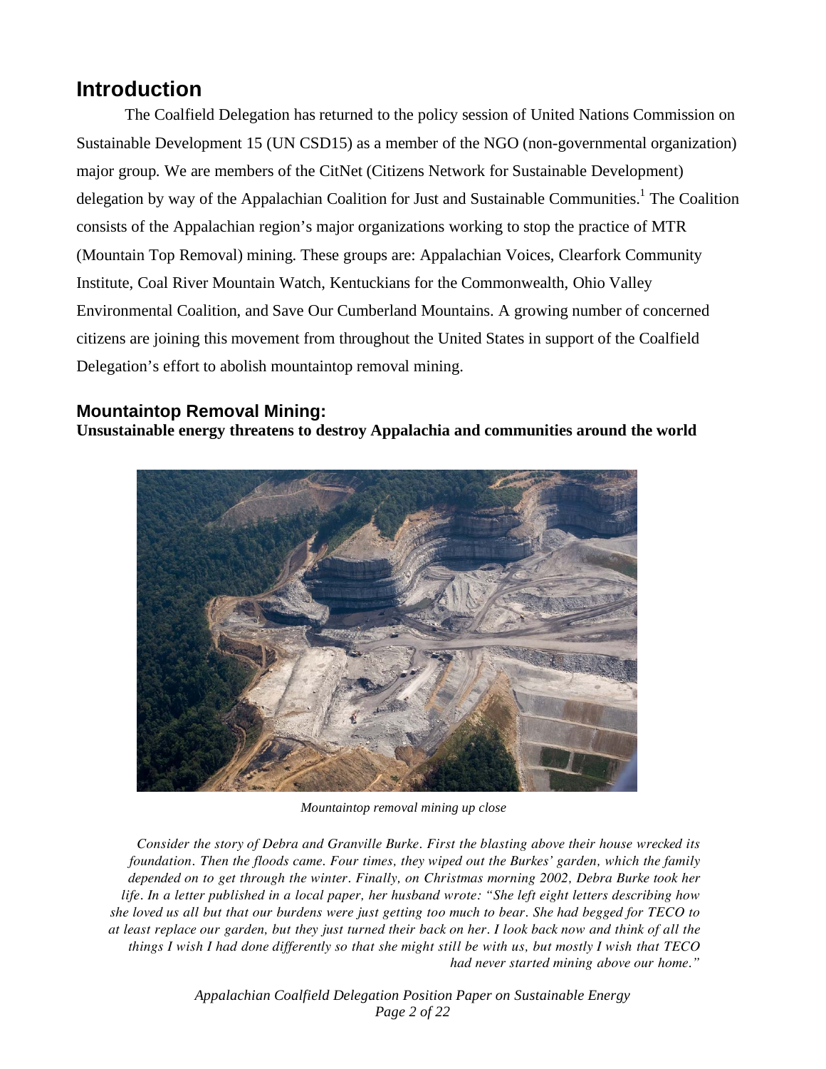# Introduction

The Coalfield Delegation has returned to the policy session of United Nations Commission on Sustainable Development 15 (UN CSD15) as a member of the NGO (non-governmental organization) major group. We are members of the CitNet (Citizens Network for Sustainable Development) delegation by way of the Appalachian Coalition for Just and Sustainable Communities.[1] The Coalition consists of the Appalachian region's major organizations working to stop the practice of MTR (Mountain Top Removal) mining. These groups are: Appalachian Voices, Clearfork Community Institute, Coal River Mountain Watch, Kentuckians for the Commonwealth, Ohio Valley Environmental Coalition, and Save Our Cumberland Mountains. A growing number of concerned citizens are joining this movement from throughout the United States in support of the Coalfield Delegation's effort to abolish mountaintop removal mining.

## Mountaintop Removal Mining:

**Unsustainable energy threatens to destroy Appalachia and communities around the world**

*Mountaintop removal mining up close*

*Consider the story of Debra and Granville Burke. First the blasting above their house wrecked its foundation. Then the floods came. Four times, they wiped out the Burkes' garden, which the family depended on to get through the winter. Finally, on Christmas morning 2002, Debra Burke took her life. In a letter published in a local paper, her husband wrote: "She left eight letters describing how she loved us all but that our burdens were just getting too much to bear. She had begged for TECO to at least replace our garden, but they just turned their back on her. I look back now and think of all the things I wish I had done differently so that she might still be with us, but mostly I wish that TECO had never started mining above our home."*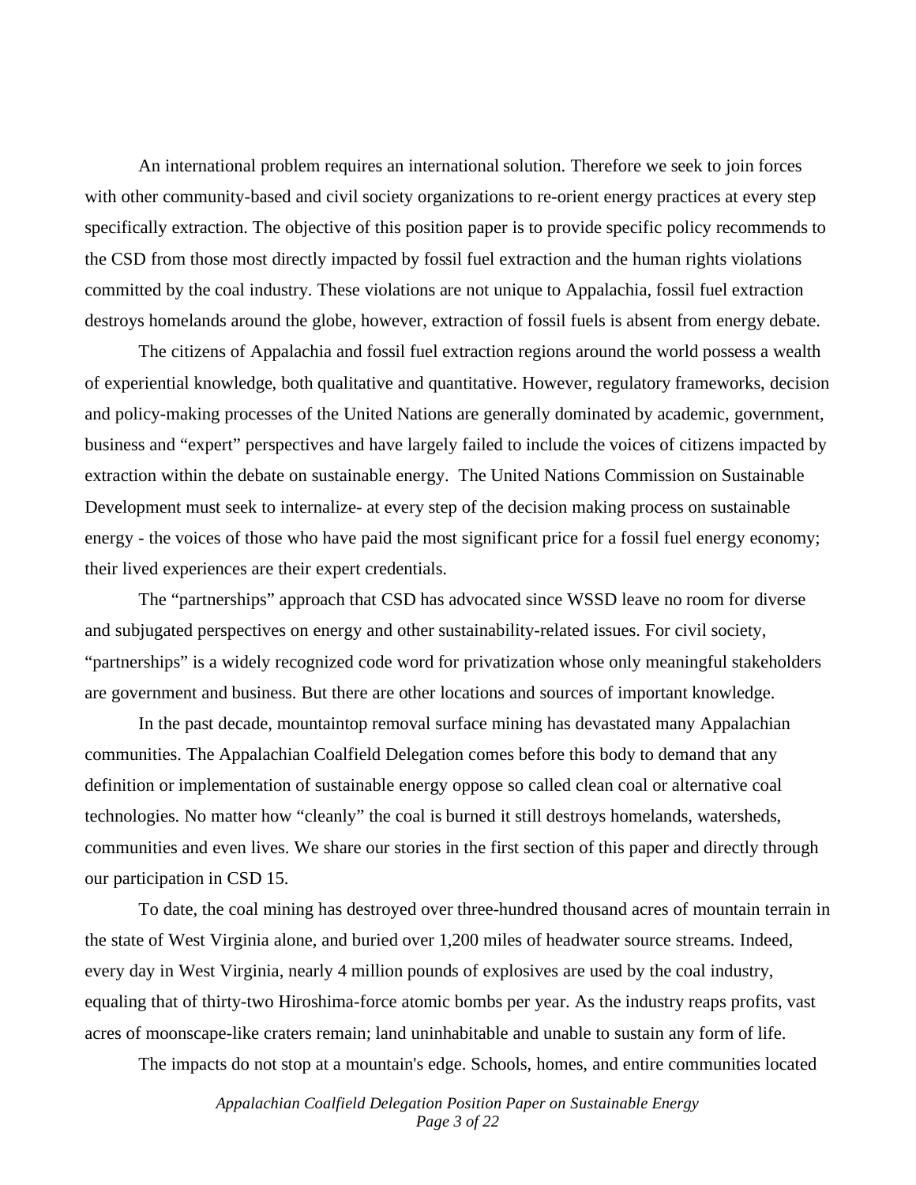An international problem requires an international solution. Therefore we seek to join forces with other community-based and civil society organizations to re-orient energy practices at every step specifically extraction. The objective of this position paper is to provide specific policy recommends to the CSD from those most directly impacted by fossil fuel extraction and the human rights violations committed by the coal industry. These violations are not unique to Appalachia, fossil fuel extraction destroys homelands around the globe, however, extraction of fossil fuels is absent from energy debate.

The citizens of Appalachia and fossil fuel extraction regions around the world possess a wealth of experiential knowledge, both qualitative and quantitative. However, regulatory frameworks, decision and policy-making processes of the United Nations are generally dominated by academic, government, business and "expert" perspectives and have largely failed to include the voices of citizens impacted by extraction within the debate on sustainable energy. The United Nations Commission on Sustainable Development must seek to internalize- at every step of the decision making process on sustainable energy - the voices of those who have paid the most significant price for a fossil fuel energy economy; their lived experiences are their expert credentials.

The "partnerships" approach that CSD has advocated since WSSD leave no room for diverse and subjugated perspectives on energy and other sustainability-related issues. For civil society, "partnerships" is a widely recognized code word for privatization whose only meaningful stakeholders are government and business. But there are other locations and sources of important knowledge.

In the past decade, mountaintop removal surface mining has devastated many Appalachian communities. The Appalachian Coalfield Delegation comes before this body to demand that any definition or implementation of sustainable energy oppose so called clean coal or alternative coal technologies. No matter how "cleanly" the coal is burned it still destroys homelands, watersheds, communities and even lives. We share our stories in the first section of this paper and directly through our participation in CSD 15.

To date, the coal mining has destroyed over three-hundred thousand acres of mountain terrain in the state of West Virginia alone, and buried over 1,200 miles of headwater source streams. Indeed, every day in West Virginia, nearly 4 million pounds of explosives are used by the coal industry, equaling that of thirty-two Hiroshima-force atomic bombs per year. As the industry reaps profits, vast acres of moonscape-like craters remain; land uninhabitable and unable to sustain any form of life.

The impacts do not stop at a mountain's edge. Schools, homes, and entire communities located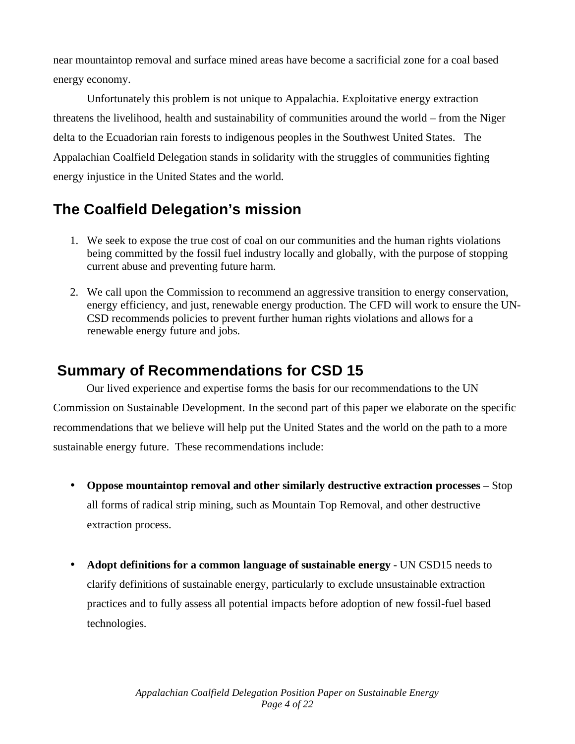near mountaintop removal and surface mined areas have become a sacrificial zone for a coal based energy economy.

Unfortunately this problem is not unique to Appalachia. Exploitative energy extraction threatens the livelihood, health and sustainability of communities around the world – from the Niger delta to the Ecuadorian rain forests to indigenous peoples in the Southwest United States. The Appalachian Coalfield Delegation stands in solidarity with the struggles of communities fighting energy injustice in the United States and the world.

## The Coalfield Delegation's mission

1. We seek to expose the true cost of coal on our communities and the human rights violations being committed by the fossil fuel industry locally and globally, with the purpose of stopping current abuse and preventing future harm.
2. We call upon the Commission to recommend an aggressive transition to energy conservation, energy efficiency, and just, renewable energy production. The CFD will work to ensure the UN-CSD recommends policies to prevent further human rights violations and allows for a renewable energy future and jobs.

## Summary of Recommendations for CSD 15

Our lived experience and expertise forms the basis for our recommendations to the UN Commission on Sustainable Development. In the second part of this paper we elaborate on the specific recommendations that we believe will help put the United States and the world on the path to a more sustainable energy future. These recommendations include:

- **Oppose mountaintop removal and other similarly destructive extraction processes** – Stop all forms of radical strip mining, such as Mountain Top Removal, and other destructive extraction process.
- **Adopt definitions for a common language of sustainable energy** - UN CSD15 needs to clarify definitions of sustainable energy, particularly to exclude unsustainable extraction practices and to fully assess all potential impacts before adoption of new fossil-fuel based technologies.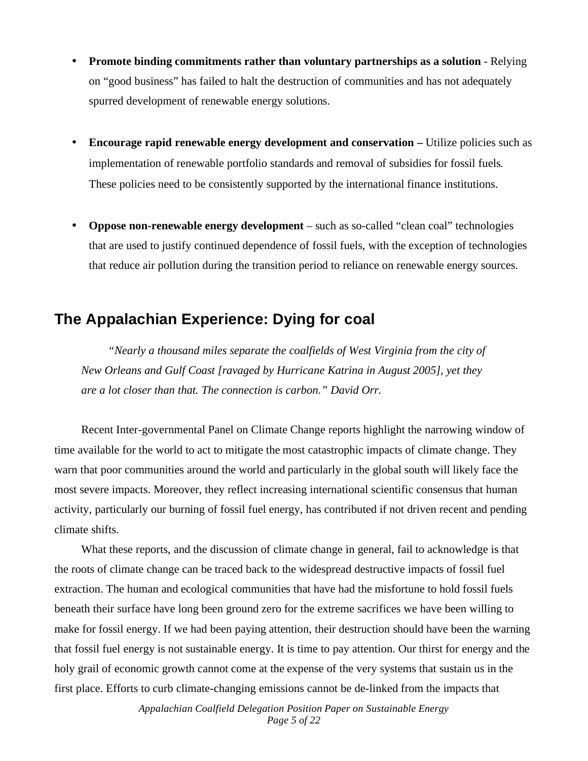- **Promote binding commitments rather than voluntary partnerships as a solution** - Relying on "good business" has failed to halt the destruction of communities and has not adequately spurred development of renewable energy solutions.

- **Encourage rapid renewable energy development and conservation –** Utilize policies such as implementation of renewable portfolio standards and removal of subsidies for fossil fuels. These policies need to be consistently supported by the international finance institutions.

- **Oppose non-renewable energy development** – such as so-called "clean coal" technologies that are used to justify continued dependence of fossil fuels, with the exception of technologies that reduce air pollution during the transition period to reliance on renewable energy sources.

## The Appalachian Experience: Dying for coal

> *"Nearly a thousand miles separate the coalfields of West Virginia from the city of New Orleans and Gulf Coast [ravaged by Hurricane Katrina in August 2005], yet they are a lot closer than that. The connection is carbon." David Orr.*

Recent Inter-governmental Panel on Climate Change reports highlight the narrowing window of time available for the world to act to mitigate the most catastrophic impacts of climate change. They warn that poor communities around the world and particularly in the global south will likely face the most severe impacts. Moreover, they reflect increasing international scientific consensus that human activity, particularly our burning of fossil fuel energy, has contributed if not driven recent and pending climate shifts.

What these reports, and the discussion of climate change in general, fail to acknowledge is that the roots of climate change can be traced back to the widespread destructive impacts of fossil fuel extraction. The human and ecological communities that have had the misfortune to hold fossil fuels beneath their surface have long been ground zero for the extreme sacrifices we have been willing to make for fossil energy. If we had been paying attention, their destruction should have been the warning that fossil fuel energy is not sustainable energy. It is time to pay attention. Our thirst for energy and the holy grail of economic growth cannot come at the expense of the very systems that sustain us in the first place. Efforts to curb climate-changing emissions cannot be de-linked from the impacts that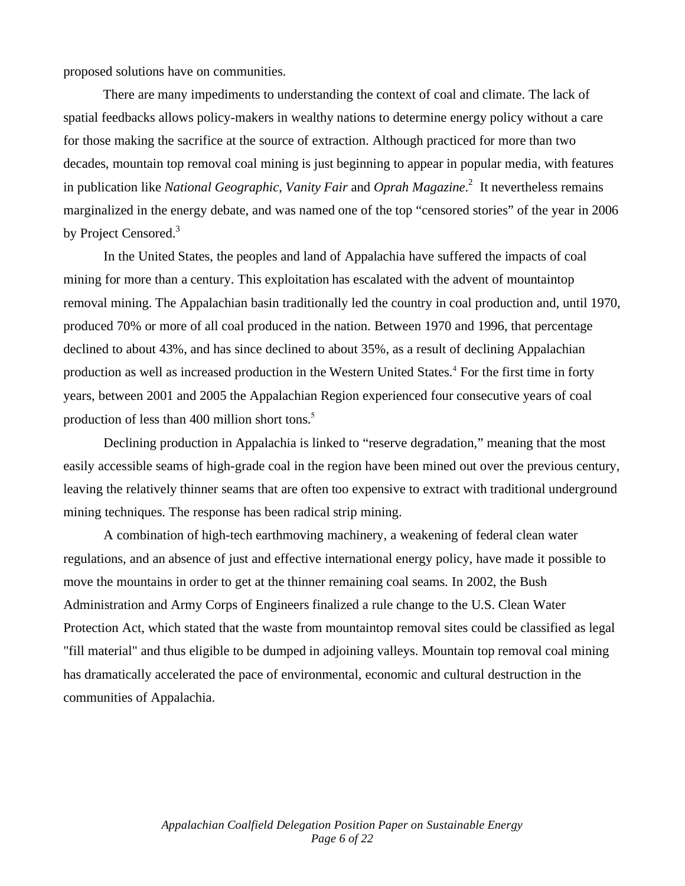proposed solutions have on communities.

There are many impediments to understanding the context of coal and climate. The lack of spatial feedbacks allows policy-makers in wealthy nations to determine energy policy without a care for those making the sacrifice at the source of extraction. Although practiced for more than two decades, mountain top removal coal mining is just beginning to appear in popular media, with features in publication like *National Geographic*, *Vanity Fair* and *Oprah Magazine*.[2] It nevertheless remains marginalized in the energy debate, and was named one of the top "censored stories" of the year in 2006 by Project Censored.[3]

In the United States, the peoples and land of Appalachia have suffered the impacts of coal mining for more than a century. This exploitation has escalated with the advent of mountaintop removal mining. The Appalachian basin traditionally led the country in coal production and, until 1970, produced 70% or more of all coal produced in the nation. Between 1970 and 1996, that percentage declined to about 43%, and has since declined to about 35%, as a result of declining Appalachian production as well as increased production in the Western United States.[4] For the first time in forty years, between 2001 and 2005 the Appalachian Region experienced four consecutive years of coal production of less than 400 million short tons.[5]

Declining production in Appalachia is linked to "reserve degradation," meaning that the most easily accessible seams of high-grade coal in the region have been mined out over the previous century, leaving the relatively thinner seams that are often too expensive to extract with traditional underground mining techniques. The response has been radical strip mining.

A combination of high-tech earthmoving machinery, a weakening of federal clean water regulations, and an absence of just and effective international energy policy, have made it possible to move the mountains in order to get at the thinner remaining coal seams. In 2002, the Bush Administration and Army Corps of Engineers finalized a rule change to the U.S. Clean Water Protection Act, which stated that the waste from mountaintop removal sites could be classified as legal "fill material" and thus eligible to be dumped in adjoining valleys. Mountain top removal coal mining has dramatically accelerated the pace of environmental, economic and cultural destruction in the communities of Appalachia.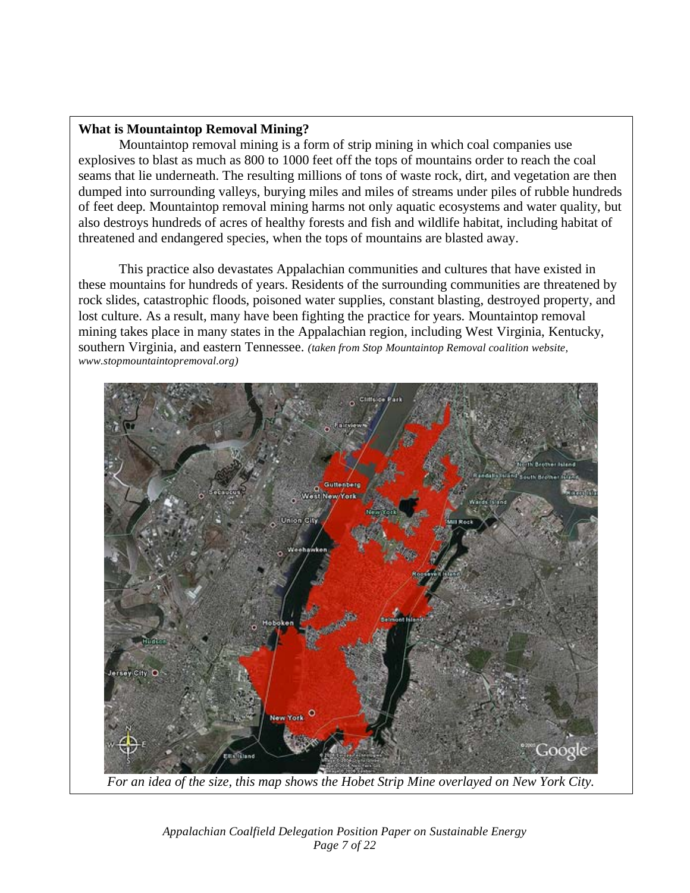**What is Mountaintop Removal Mining?**

Mountaintop removal mining is a form of strip mining in which coal companies use explosives to blast as much as 800 to 1000 feet off the tops of mountains order to reach the coal seams that lie underneath. The resulting millions of tons of waste rock, dirt, and vegetation are then dumped into surrounding valleys, burying miles and miles of streams under piles of rubble hundreds of feet deep. Mountaintop removal mining harms not only aquatic ecosystems and water quality, but also destroys hundreds of acres of healthy forests and fish and wildlife habitat, including habitat of threatened and endangered species, when the tops of mountains are blasted away.

This practice also devastates Appalachian communities and cultures that have existed in these mountains for hundreds of years. Residents of the surrounding communities are threatened by rock slides, catastrophic floods, poisoned water supplies, constant blasting, destroyed property, and lost culture. As a result, many have been fighting the practice for years. Mountaintop removal mining takes place in many states in the Appalachian region, including West Virginia, Kentucky, southern Virginia, and eastern Tennessee. *(taken from Stop Mountaintop Removal coalition website, www.stopmountaintopremoval.org)*

*For an idea of the size, this map shows the Hobet Strip Mine overlayed on New York City.*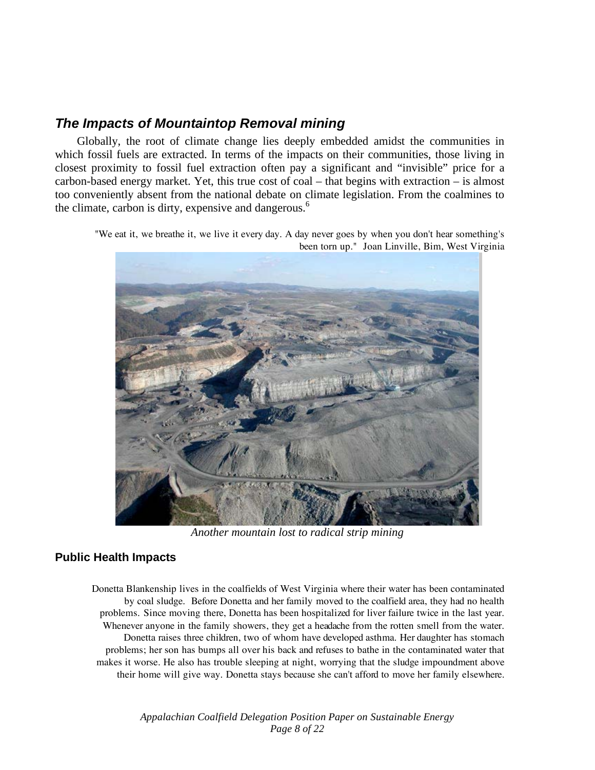## *The Impacts of Mountaintop Removal mining*

Globally, the root of climate change lies deeply embedded amidst the communities in which fossil fuels are extracted. In terms of the impacts on their communities, those living in closest proximity to fossil fuel extraction often pay a significant and "invisible" price for a carbon-based energy market. Yet, this true cost of coal – that begins with extraction – is almost too conveniently absent from the national debate on climate legislation. From the coalmines to the climate, carbon is dirty, expensive and dangerous.[6]

> "We eat it, we breathe it, we live it every day. A day never goes by when you don't hear something's been torn up." Joan Linville, Bim, West Virginia

*Another mountain lost to radical strip mining*

### Public Health Impacts

> Donetta Blankenship lives in the coalfields of West Virginia where their water has been contaminated by coal sludge. Before Donetta and her family moved to the coalfield area, they had no health problems. Since moving there, Donetta has been hospitalized for liver failure twice in the last year. Whenever anyone in the family showers, they get a headache from the rotten smell from the water. Donetta raises three children, two of whom have developed asthma. Her daughter has stomach problems; her son has bumps all over his back and refuses to bathe in the contaminated water that makes it worse. He also has trouble sleeping at night, worrying that the sludge impoundment above their home will give way. Donetta stays because she can't afford to move her family elsewhere.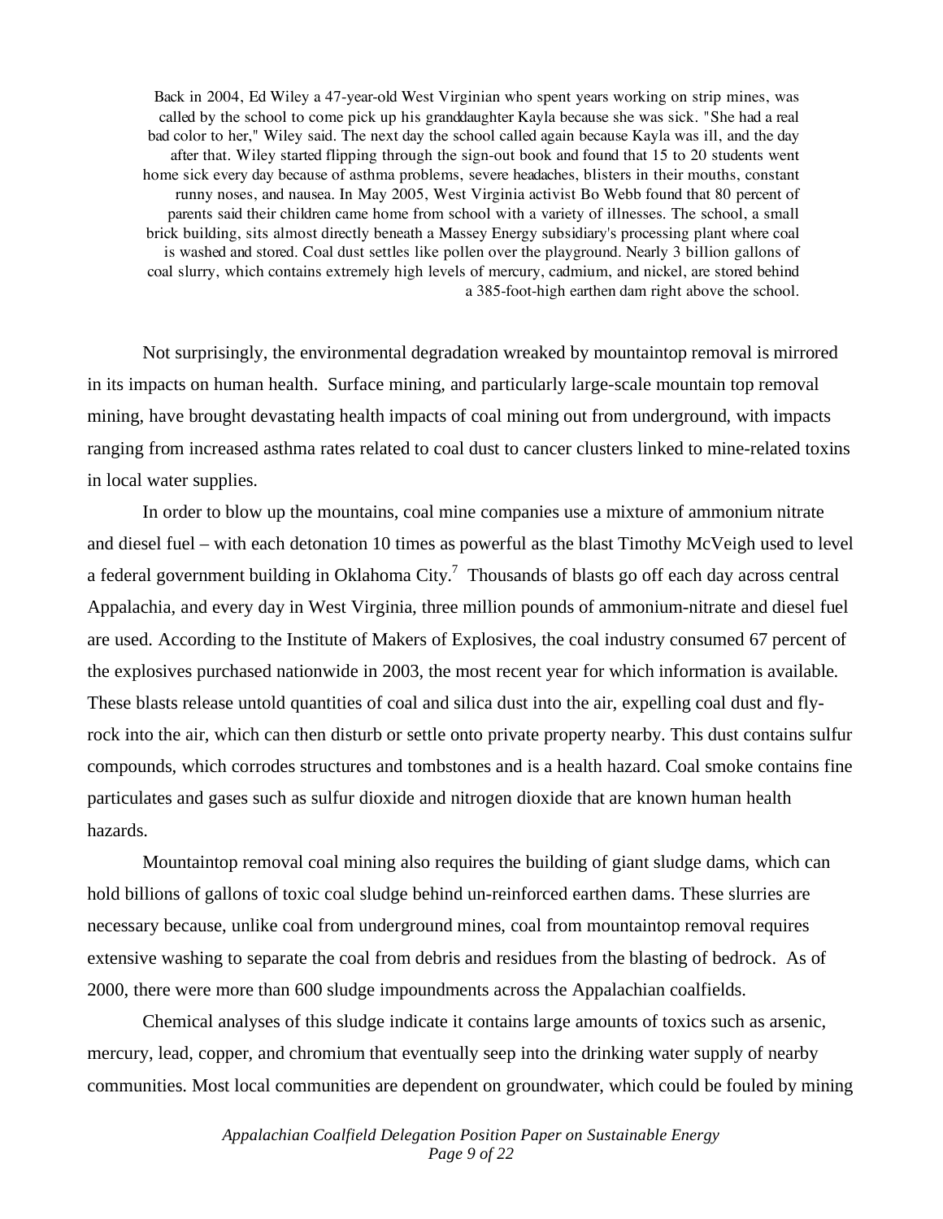> Back in 2004, Ed Wiley a 47-year-old West Virginian who spent years working on strip mines, was called by the school to come pick up his granddaughter Kayla because she was sick. "She had a real bad color to her," Wiley said. The next day the school called again because Kayla was ill, and the day after that. Wiley started flipping through the sign-out book and found that 15 to 20 students went home sick every day because of asthma problems, severe headaches, blisters in their mouths, constant runny noses, and nausea. In May 2005, West Virginia activist Bo Webb found that 80 percent of parents said their children came home from school with a variety of illnesses. The school, a small brick building, sits almost directly beneath a Massey Energy subsidiary's processing plant where coal is washed and stored. Coal dust settles like pollen over the playground. Nearly 3 billion gallons of coal slurry, which contains extremely high levels of mercury, cadmium, and nickel, are stored behind a 385-foot-high earthen dam right above the school.

Not surprisingly, the environmental degradation wreaked by mountaintop removal is mirrored in its impacts on human health. Surface mining, and particularly large-scale mountain top removal mining, have brought devastating health impacts of coal mining out from underground, with impacts ranging from increased asthma rates related to coal dust to cancer clusters linked to mine-related toxins in local water supplies.

In order to blow up the mountains, coal mine companies use a mixture of ammonium nitrate and diesel fuel – with each detonation 10 times as powerful as the blast Timothy McVeigh used to level a federal government building in Oklahoma City.[7] Thousands of blasts go off each day across central Appalachia, and every day in West Virginia, three million pounds of ammonium-nitrate and diesel fuel are used. According to the Institute of Makers of Explosives, the coal industry consumed 67 percent of the explosives purchased nationwide in 2003, the most recent year for which information is available. These blasts release untold quantities of coal and silica dust into the air, expelling coal dust and fly-rock into the air, which can then disturb or settle onto private property nearby. This dust contains sulfur compounds, which corrodes structures and tombstones and is a health hazard. Coal smoke contains fine particulates and gases such as sulfur dioxide and nitrogen dioxide that are known human health hazards.

Mountaintop removal coal mining also requires the building of giant sludge dams, which can hold billions of gallons of toxic coal sludge behind un-reinforced earthen dams. These slurries are necessary because, unlike coal from underground mines, coal from mountaintop removal requires extensive washing to separate the coal from debris and residues from the blasting of bedrock. As of 2000, there were more than 600 sludge impoundments across the Appalachian coalfields.

Chemical analyses of this sludge indicate it contains large amounts of toxics such as arsenic, mercury, lead, copper, and chromium that eventually seep into the drinking water supply of nearby communities. Most local communities are dependent on groundwater, which could be fouled by mining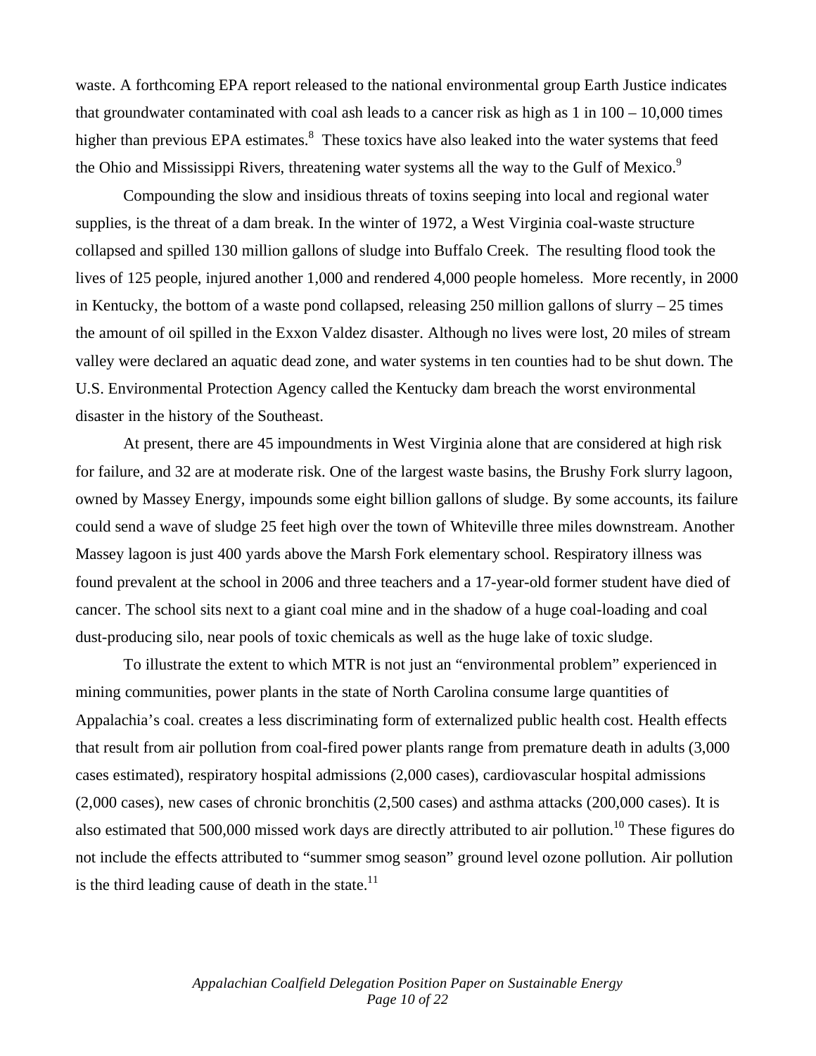waste. A forthcoming EPA report released to the national environmental group Earth Justice indicates that groundwater contaminated with coal ash leads to a cancer risk as high as 1 in 100 – 10,000 times higher than previous EPA estimates.[8] These toxics have also leaked into the water systems that feed the Ohio and Mississippi Rivers, threatening water systems all the way to the Gulf of Mexico.[9]

Compounding the slow and insidious threats of toxins seeping into local and regional water supplies, is the threat of a dam break. In the winter of 1972, a West Virginia coal-waste structure collapsed and spilled 130 million gallons of sludge into Buffalo Creek. The resulting flood took the lives of 125 people, injured another 1,000 and rendered 4,000 people homeless. More recently, in 2000 in Kentucky, the bottom of a waste pond collapsed, releasing 250 million gallons of slurry – 25 times the amount of oil spilled in the Exxon Valdez disaster. Although no lives were lost, 20 miles of stream valley were declared an aquatic dead zone, and water systems in ten counties had to be shut down. The U.S. Environmental Protection Agency called the Kentucky dam breach the worst environmental disaster in the history of the Southeast.

At present, there are 45 impoundments in West Virginia alone that are considered at high risk for failure, and 32 are at moderate risk. One of the largest waste basins, the Brushy Fork slurry lagoon, owned by Massey Energy, impounds some eight billion gallons of sludge. By some accounts, its failure could send a wave of sludge 25 feet high over the town of Whiteville three miles downstream. Another Massey lagoon is just 400 yards above the Marsh Fork elementary school. Respiratory illness was found prevalent at the school in 2006 and three teachers and a 17-year-old former student have died of cancer. The school sits next to a giant coal mine and in the shadow of a huge coal-loading and coal dust-producing silo, near pools of toxic chemicals as well as the huge lake of toxic sludge.

To illustrate the extent to which MTR is not just an "environmental problem" experienced in mining communities, power plants in the state of North Carolina consume large quantities of Appalachia's coal. creates a less discriminating form of externalized public health cost. Health effects that result from air pollution from coal-fired power plants range from premature death in adults (3,000 cases estimated), respiratory hospital admissions (2,000 cases), cardiovascular hospital admissions (2,000 cases), new cases of chronic bronchitis (2,500 cases) and asthma attacks (200,000 cases). It is also estimated that 500,000 missed work days are directly attributed to air pollution.[10] These figures do not include the effects attributed to "summer smog season" ground level ozone pollution. Air pollution is the third leading cause of death in the state.[11]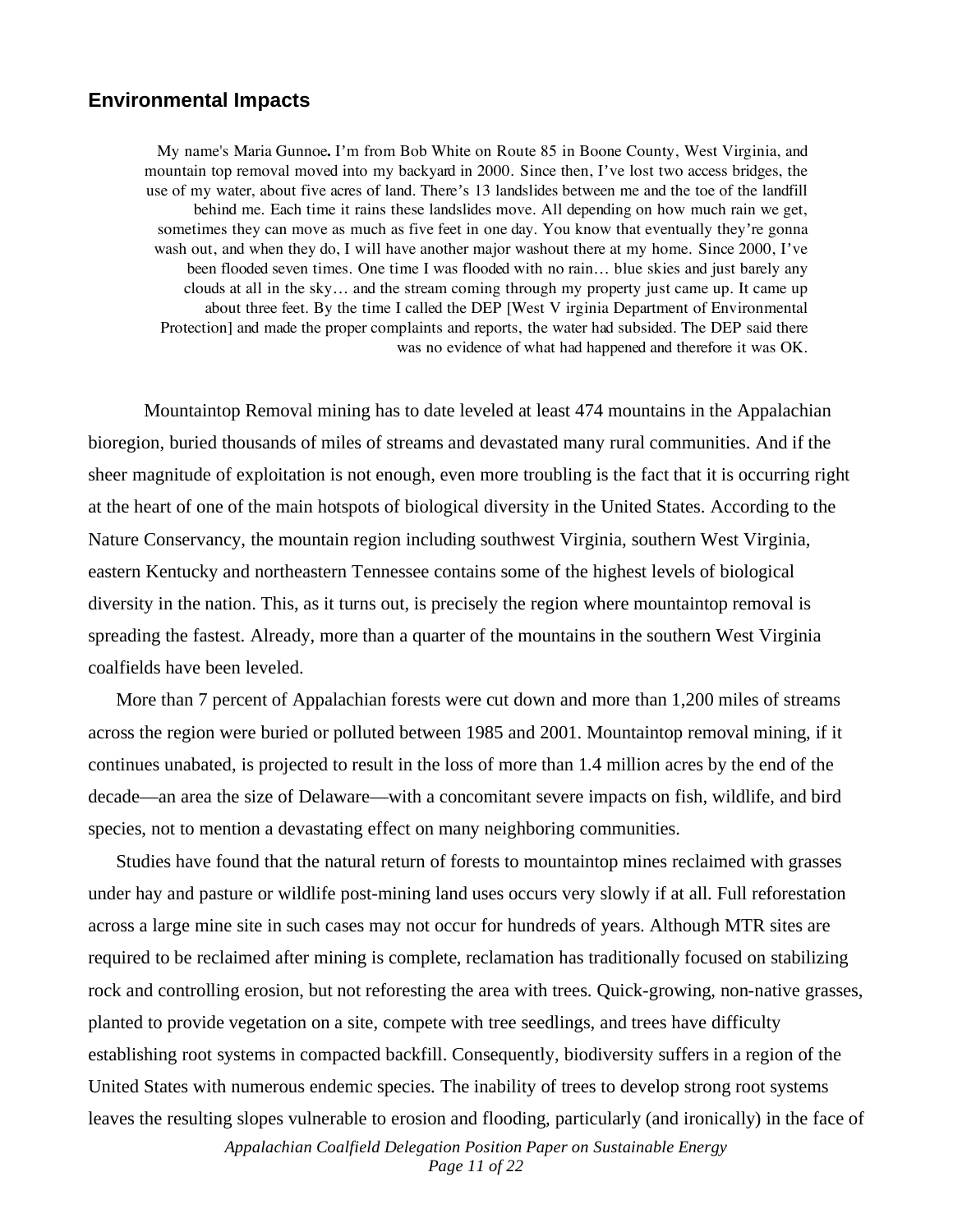## Environmental Impacts

> My name's Maria Gunnoe**.** I'm from Bob White on Route 85 in Boone County, West Virginia, and mountain top removal moved into my backyard in 2000. Since then, I've lost two access bridges, the use of my water, about five acres of land. There's 13 landslides between me and the toe of the landfill behind me. Each time it rains these landslides move. All depending on how much rain we get, sometimes they can move as much as five feet in one day. You know that eventually they're gonna wash out, and when they do, I will have another major washout there at my home. Since 2000, I've been flooded seven times. One time I was flooded with no rain… blue skies and just barely any clouds at all in the sky… and the stream coming through my property just came up. It came up about three feet. By the time I called the DEP [West V irginia Department of Environmental Protection] and made the proper complaints and reports, the water had subsided. The DEP said there was no evidence of what had happened and therefore it was OK.

Mountaintop Removal mining has to date leveled at least 474 mountains in the Appalachian bioregion, buried thousands of miles of streams and devastated many rural communities. And if the sheer magnitude of exploitation is not enough, even more troubling is the fact that it is occurring right at the heart of one of the main hotspots of biological diversity in the United States. According to the Nature Conservancy, the mountain region including southwest Virginia, southern West Virginia, eastern Kentucky and northeastern Tennessee contains some of the highest levels of biological diversity in the nation. This, as it turns out, is precisely the region where mountaintop removal is spreading the fastest. Already, more than a quarter of the mountains in the southern West Virginia coalfields have been leveled.

More than 7 percent of Appalachian forests were cut down and more than 1,200 miles of streams across the region were buried or polluted between 1985 and 2001. Mountaintop removal mining, if it continues unabated, is projected to result in the loss of more than 1.4 million acres by the end of the decade—an area the size of Delaware—with a concomitant severe impacts on fish, wildlife, and bird species, not to mention a devastating effect on many neighboring communities.

Studies have found that the natural return of forests to mountaintop mines reclaimed with grasses under hay and pasture or wildlife post-mining land uses occurs very slowly if at all. Full reforestation across a large mine site in such cases may not occur for hundreds of years. Although MTR sites are required to be reclaimed after mining is complete, reclamation has traditionally focused on stabilizing rock and controlling erosion, but not reforesting the area with trees. Quick-growing, non-native grasses, planted to provide vegetation on a site, compete with tree seedlings, and trees have difficulty establishing root systems in compacted backfill. Consequently, biodiversity suffers in a region of the United States with numerous endemic species. The inability of trees to develop strong root systems leaves the resulting slopes vulnerable to erosion and flooding, particularly (and ironically) in the face of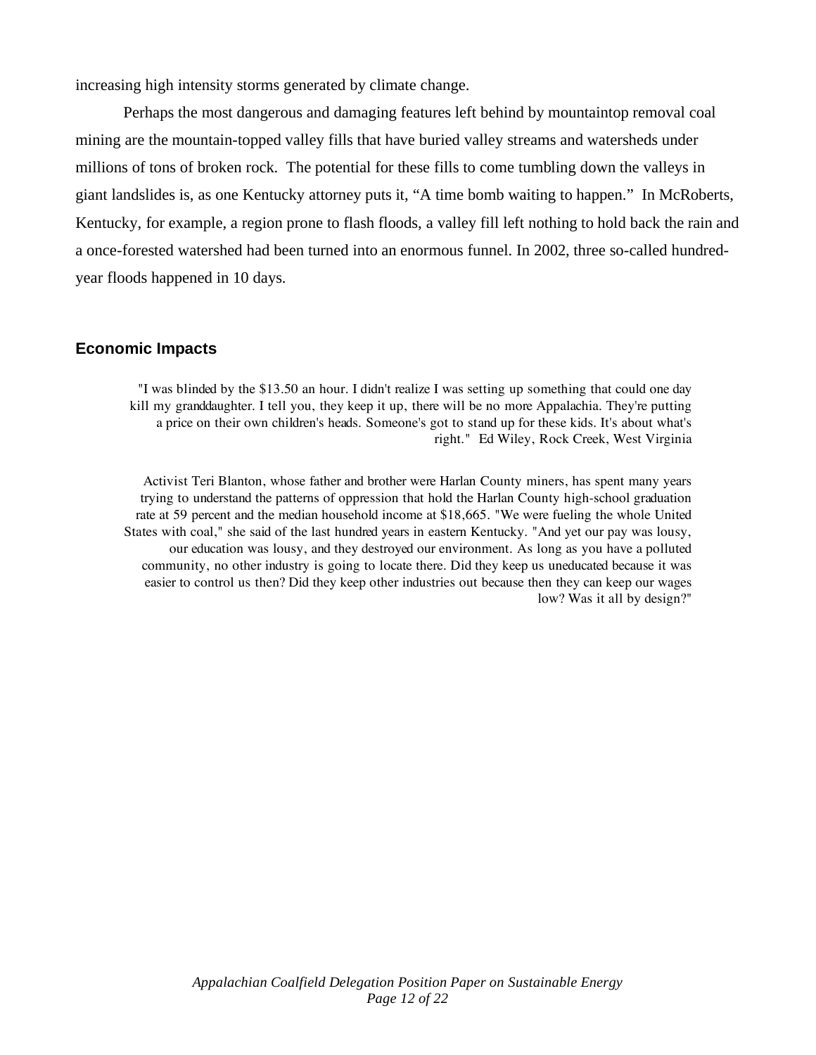increasing high intensity storms generated by climate change.

Perhaps the most dangerous and damaging features left behind by mountaintop removal coal mining are the mountain-topped valley fills that have buried valley streams and watersheds under millions of tons of broken rock. The potential for these fills to come tumbling down the valleys in giant landslides is, as one Kentucky attorney puts it, "A time bomb waiting to happen." In McRoberts, Kentucky, for example, a region prone to flash floods, a valley fill left nothing to hold back the rain and a once-forested watershed had been turned into an enormous funnel. In 2002, three so-called hundred-year floods happened in 10 days.

## Economic Impacts

> "I was blinded by the $13.50 an hour. I didn't realize I was setting up something that could one day kill my granddaughter. I tell you, they keep it up, there will be no more Appalachia. They're putting a price on their own children's heads. Someone's got to stand up for these kids. It's about what's right." Ed Wiley, Rock Creek, West Virginia

> Activist Teri Blanton, whose father and brother were Harlan County miners, has spent many years trying to understand the patterns of oppression that hold the Harlan County high-school graduation rate at 59 percent and the median household income at $18,665. "We were fueling the whole United States with coal," she said of the last hundred years in eastern Kentucky. "And yet our pay was lousy, our education was lousy, and they destroyed our environment. As long as you have a polluted community, no other industry is going to locate there. Did they keep us uneducated because it was easier to control us then? Did they keep other industries out because then they can keep our wages low? Was it all by design?"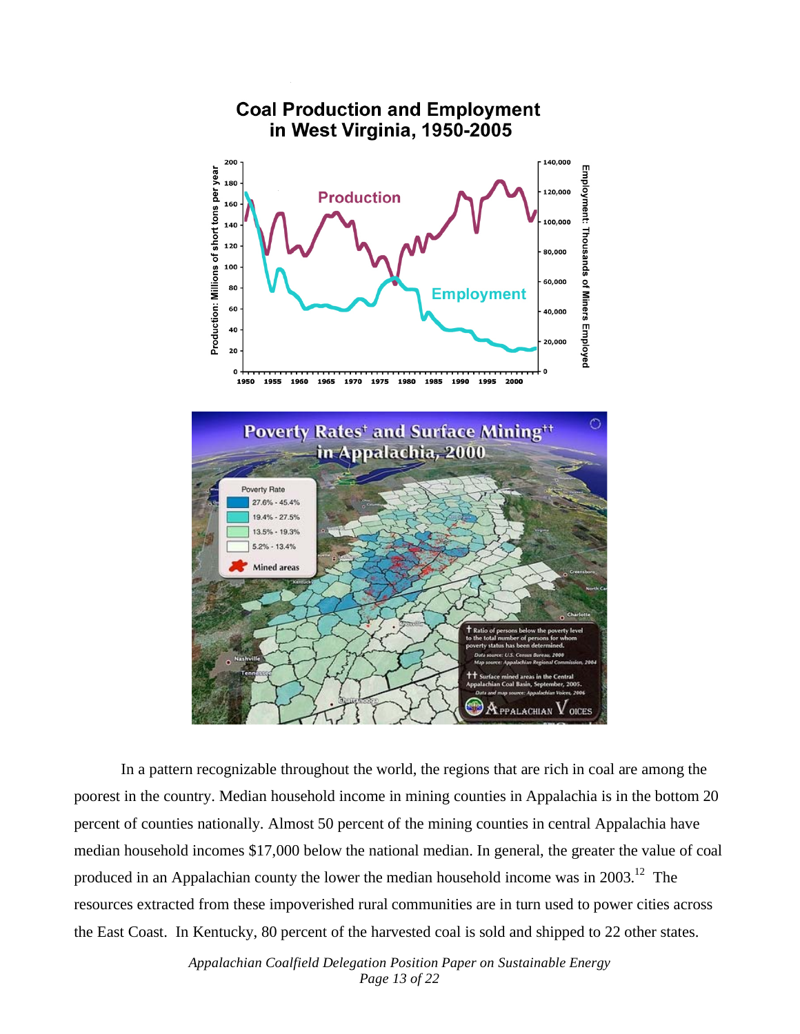In a pattern recognizable throughout the world, the regions that are rich in coal are among the poorest in the country. Median household income in mining counties in Appalachia is in the bottom 20 percent of counties nationally. Almost 50 percent of the mining counties in central Appalachia have median household incomes $17,000 below the national median. In general, the greater the value of coal produced in an Appalachian county the lower the median household income was in 2003.[12] The resources extracted from these impoverished rural communities are in turn used to power cities across the East Coast. In Kentucky, 80 percent of the harvested coal is sold and shipped to 22 other states.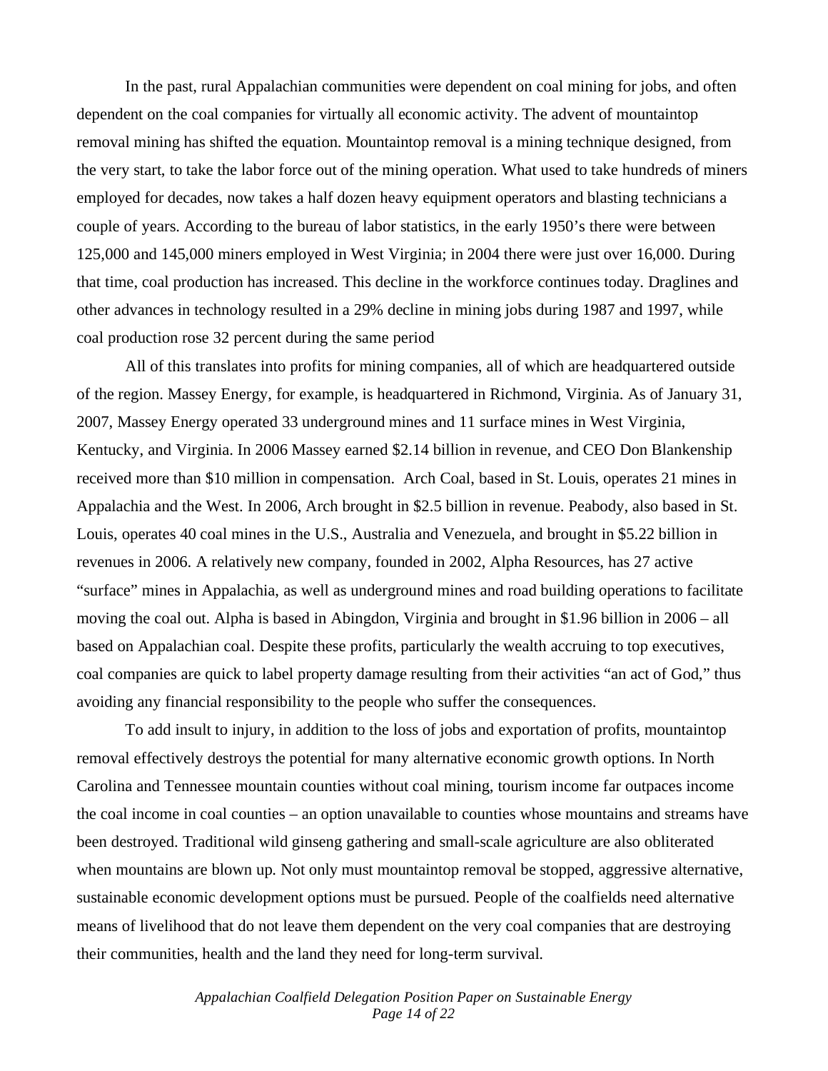In the past, rural Appalachian communities were dependent on coal mining for jobs, and often dependent on the coal companies for virtually all economic activity. The advent of mountaintop removal mining has shifted the equation. Mountaintop removal is a mining technique designed, from the very start, to take the labor force out of the mining operation. What used to take hundreds of miners employed for decades, now takes a half dozen heavy equipment operators and blasting technicians a couple of years. According to the bureau of labor statistics, in the early 1950's there were between 125,000 and 145,000 miners employed in West Virginia; in 2004 there were just over 16,000. During that time, coal production has increased. This decline in the workforce continues today. Draglines and other advances in technology resulted in a 29% decline in mining jobs during 1987 and 1997, while coal production rose 32 percent during the same period

All of this translates into profits for mining companies, all of which are headquartered outside of the region. Massey Energy, for example, is headquartered in Richmond, Virginia. As of January 31, 2007, Massey Energy operated 33 underground mines and 11 surface mines in West Virginia, Kentucky, and Virginia. In 2006 Massey earned \$2.14 billion in revenue, and CEO Don Blankenship received more than \$10 million in compensation. Arch Coal, based in St. Louis, operates 21 mines in Appalachia and the West. In 2006, Arch brought in \$2.5 billion in revenue. Peabody, also based in St. Louis, operates 40 coal mines in the U.S., Australia and Venezuela, and brought in \$5.22 billion in revenues in 2006. A relatively new company, founded in 2002, Alpha Resources, has 27 active "surface" mines in Appalachia, as well as underground mines and road building operations to facilitate moving the coal out. Alpha is based in Abingdon, Virginia and brought in \$1.96 billion in 2006 – all based on Appalachian coal. Despite these profits, particularly the wealth accruing to top executives, coal companies are quick to label property damage resulting from their activities "an act of God," thus avoiding any financial responsibility to the people who suffer the consequences.

To add insult to injury, in addition to the loss of jobs and exportation of profits, mountaintop removal effectively destroys the potential for many alternative economic growth options. In North Carolina and Tennessee mountain counties without coal mining, tourism income far outpaces income the coal income in coal counties – an option unavailable to counties whose mountains and streams have been destroyed. Traditional wild ginseng gathering and small-scale agriculture are also obliterated when mountains are blown up. Not only must mountaintop removal be stopped, aggressive alternative, sustainable economic development options must be pursued. People of the coalfields need alternative means of livelihood that do not leave them dependent on the very coal companies that are destroying their communities, health and the land they need for long-term survival.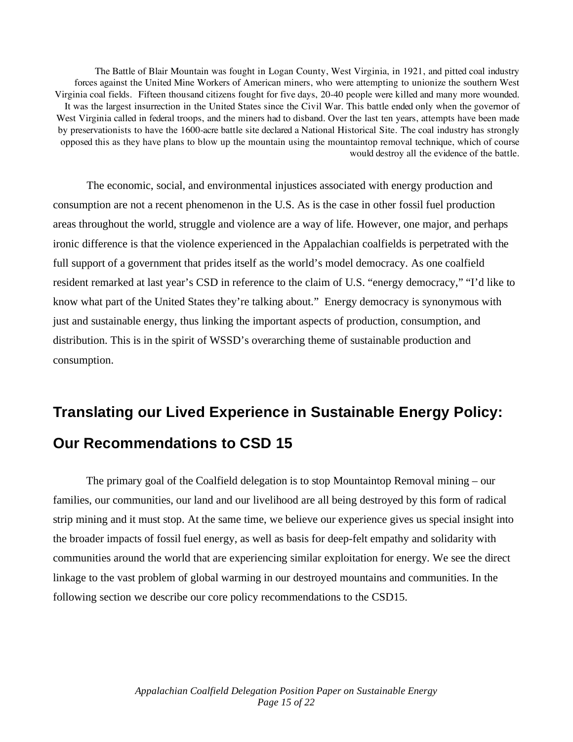The Battle of Blair Mountain was fought in Logan County, West Virginia, in 1921, and pitted coal industry forces against the United Mine Workers of American miners, who were attempting to unionize the southern West Virginia coal fields. Fifteen thousand citizens fought for five days, 20-40 people were killed and many more wounded. It was the largest insurrection in the United States since the Civil War. This battle ended only when the governor of West Virginia called in federal troops, and the miners had to disband. Over the last ten years, attempts have been made by preservationists to have the 1600-acre battle site declared a National Historical Site. The coal industry has strongly opposed this as they have plans to blow up the mountain using the mountaintop removal technique, which of course would destroy all the evidence of the battle.

The economic, social, and environmental injustices associated with energy production and consumption are not a recent phenomenon in the U.S. As is the case in other fossil fuel production areas throughout the world, struggle and violence are a way of life. However, one major, and perhaps ironic difference is that the violence experienced in the Appalachian coalfields is perpetrated with the full support of a government that prides itself as the world's model democracy. As one coalfield resident remarked at last year's CSD in reference to the claim of U.S. "energy democracy," "I'd like to know what part of the United States they're talking about." Energy democracy is synonymous with just and sustainable energy, thus linking the important aspects of production, consumption, and distribution. This is in the spirit of WSSD's overarching theme of sustainable production and consumption.

## Translating our Lived Experience in Sustainable Energy Policy: Our Recommendations to CSD 15

The primary goal of the Coalfield delegation is to stop Mountaintop Removal mining – our families, our communities, our land and our livelihood are all being destroyed by this form of radical strip mining and it must stop. At the same time, we believe our experience gives us special insight into the broader impacts of fossil fuel energy, as well as basis for deep-felt empathy and solidarity with communities around the world that are experiencing similar exploitation for energy. We see the direct linkage to the vast problem of global warming in our destroyed mountains and communities. In the following section we describe our core policy recommendations to the CSD15.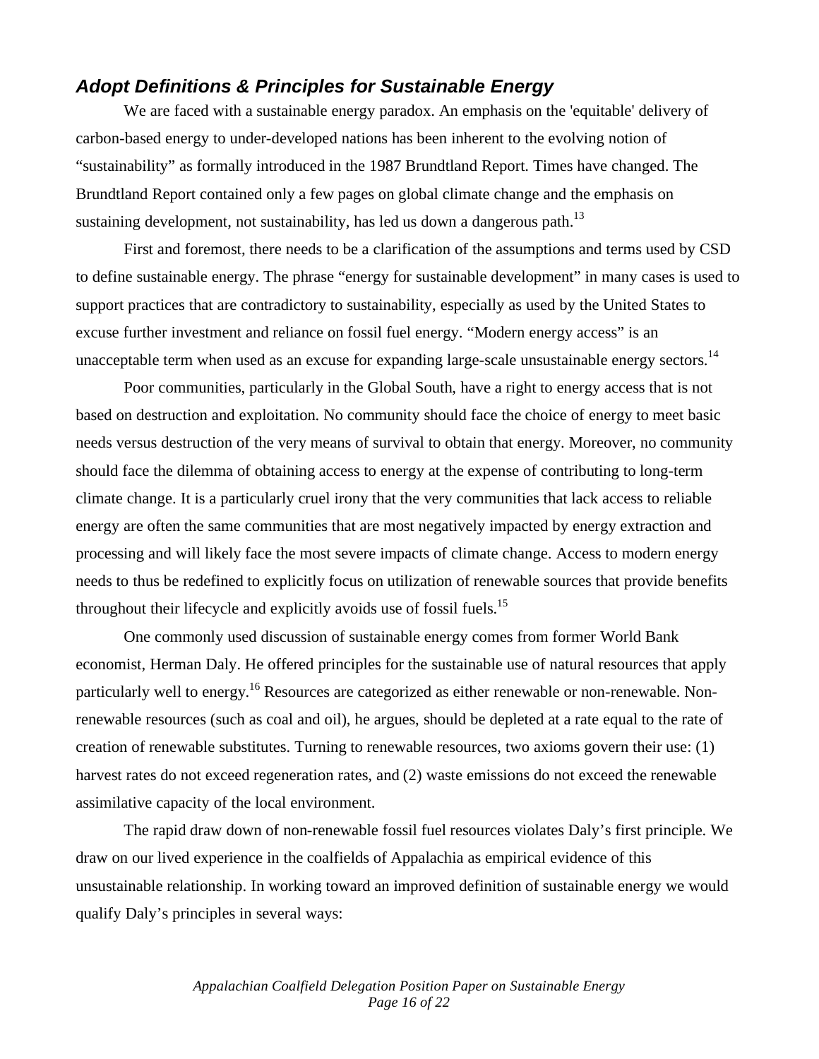## *Adopt Definitions & Principles for Sustainable Energy*

We are faced with a sustainable energy paradox. An emphasis on the 'equitable' delivery of carbon-based energy to under-developed nations has been inherent to the evolving notion of "sustainability" as formally introduced in the 1987 Brundtland Report. Times have changed. The Brundtland Report contained only a few pages on global climate change and the emphasis on sustaining development, not sustainability, has led us down a dangerous path.[13]

First and foremost, there needs to be a clarification of the assumptions and terms used by CSD to define sustainable energy. The phrase "energy for sustainable development" in many cases is used to support practices that are contradictory to sustainability, especially as used by the United States to excuse further investment and reliance on fossil fuel energy. "Modern energy access" is an unacceptable term when used as an excuse for expanding large-scale unsustainable energy sectors.[14]

Poor communities, particularly in the Global South, have a right to energy access that is not based on destruction and exploitation. No community should face the choice of energy to meet basic needs versus destruction of the very means of survival to obtain that energy. Moreover, no community should face the dilemma of obtaining access to energy at the expense of contributing to long-term climate change. It is a particularly cruel irony that the very communities that lack access to reliable energy are often the same communities that are most negatively impacted by energy extraction and processing and will likely face the most severe impacts of climate change. Access to modern energy needs to thus be redefined to explicitly focus on utilization of renewable sources that provide benefits throughout their lifecycle and explicitly avoids use of fossil fuels.[15]

One commonly used discussion of sustainable energy comes from former World Bank economist, Herman Daly. He offered principles for the sustainable use of natural resources that apply particularly well to energy.[16] Resources are categorized as either renewable or non-renewable. Non-renewable resources (such as coal and oil), he argues, should be depleted at a rate equal to the rate of creation of renewable substitutes. Turning to renewable resources, two axioms govern their use: (1) harvest rates do not exceed regeneration rates, and (2) waste emissions do not exceed the renewable assimilative capacity of the local environment.

The rapid draw down of non-renewable fossil fuel resources violates Daly's first principle. We draw on our lived experience in the coalfields of Appalachia as empirical evidence of this unsustainable relationship. In working toward an improved definition of sustainable energy we would qualify Daly's principles in several ways: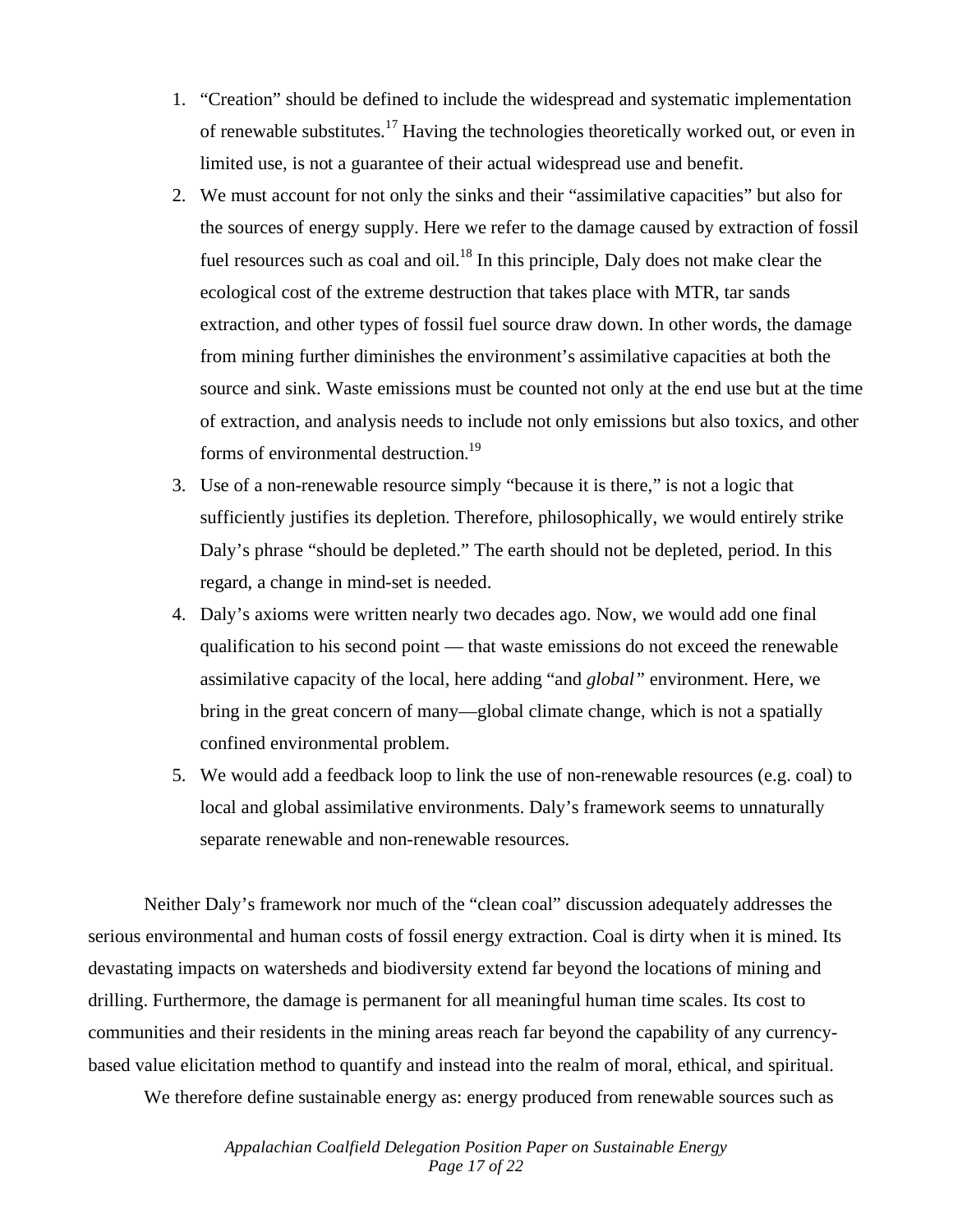1. "Creation" should be defined to include the widespread and systematic implementation of renewable substitutes.[17] Having the technologies theoretically worked out, or even in limited use, is not a guarantee of their actual widespread use and benefit.
2. We must account for not only the sinks and their "assimilative capacities" but also for the sources of energy supply. Here we refer to the damage caused by extraction of fossil fuel resources such as coal and oil.[18] In this principle, Daly does not make clear the ecological cost of the extreme destruction that takes place with MTR, tar sands extraction, and other types of fossil fuel source draw down. In other words, the damage from mining further diminishes the environment's assimilative capacities at both the source and sink. Waste emissions must be counted not only at the end use but at the time of extraction, and analysis needs to include not only emissions but also toxics, and other forms of environmental destruction.[19]
3. Use of a non-renewable resource simply "because it is there," is not a logic that sufficiently justifies its depletion. Therefore, philosophically, we would entirely strike Daly's phrase "should be depleted." The earth should not be depleted, period. In this regard, a change in mind-set is needed.
4. Daly's axioms were written nearly two decades ago. Now, we would add one final qualification to his second point — that waste emissions do not exceed the renewable assimilative capacity of the local, here adding "and *global*" environment. Here, we bring in the great concern of many—global climate change, which is not a spatially confined environmental problem.
5. We would add a feedback loop to link the use of non-renewable resources (e.g. coal) to local and global assimilative environments. Daly's framework seems to unnaturally separate renewable and non-renewable resources.

Neither Daly's framework nor much of the "clean coal" discussion adequately addresses the serious environmental and human costs of fossil energy extraction. Coal is dirty when it is mined. Its devastating impacts on watersheds and biodiversity extend far beyond the locations of mining and drilling. Furthermore, the damage is permanent for all meaningful human time scales. Its cost to communities and their residents in the mining areas reach far beyond the capability of any currency-based value elicitation method to quantify and instead into the realm of moral, ethical, and spiritual.

We therefore define sustainable energy as: energy produced from renewable sources such as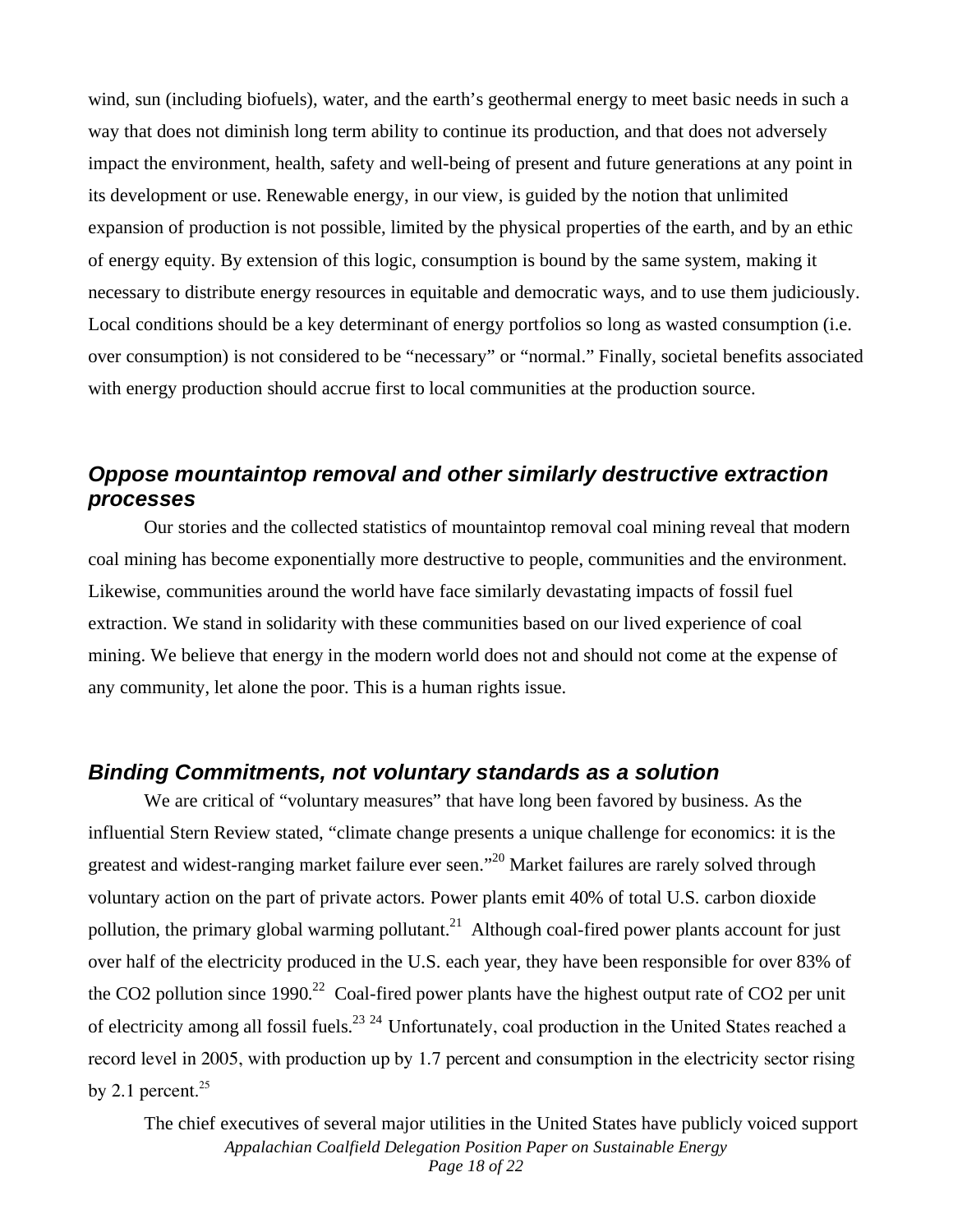wind, sun (including biofuels), water, and the earth's geothermal energy to meet basic needs in such a way that does not diminish long term ability to continue its production, and that does not adversely impact the environment, health, safety and well-being of present and future generations at any point in its development or use. Renewable energy, in our view, is guided by the notion that unlimited expansion of production is not possible, limited by the physical properties of the earth, and by an ethic of energy equity. By extension of this logic, consumption is bound by the same system, making it necessary to distribute energy resources in equitable and democratic ways, and to use them judiciously. Local conditions should be a key determinant of energy portfolios so long as wasted consumption (i.e. over consumption) is not considered to be "necessary" or "normal." Finally, societal benefits associated with energy production should accrue first to local communities at the production source.

### *Oppose mountaintop removal and other similarly destructive extraction processes*

Our stories and the collected statistics of mountaintop removal coal mining reveal that modern coal mining has become exponentially more destructive to people, communities and the environment. Likewise, communities around the world have face similarly devastating impacts of fossil fuel extraction. We stand in solidarity with these communities based on our lived experience of coal mining. We believe that energy in the modern world does not and should not come at the expense of any community, let alone the poor. This is a human rights issue.

### *Binding Commitments, not voluntary standards as a solution*

We are critical of "voluntary measures" that have long been favored by business. As the influential Stern Review stated, "climate change presents a unique challenge for economics: it is the greatest and widest-ranging market failure ever seen."[20] Market failures are rarely solved through voluntary action on the part of private actors. Power plants emit 40% of total U.S. carbon dioxide pollution, the primary global warming pollutant.[21] Although coal-fired power plants account for just over half of the electricity produced in the U.S. each year, they have been responsible for over 83% of the CO2 pollution since 1990.[22] Coal-fired power plants have the highest output rate of CO2 per unit of electricity among all fossil fuels.[23] [24] Unfortunately, coal production in the United States reached a record level in 2005, with production up by 1.7 percent and consumption in the electricity sector rising by 2.1 percent.[25]

The chief executives of several major utilities in the United States have publicly voiced support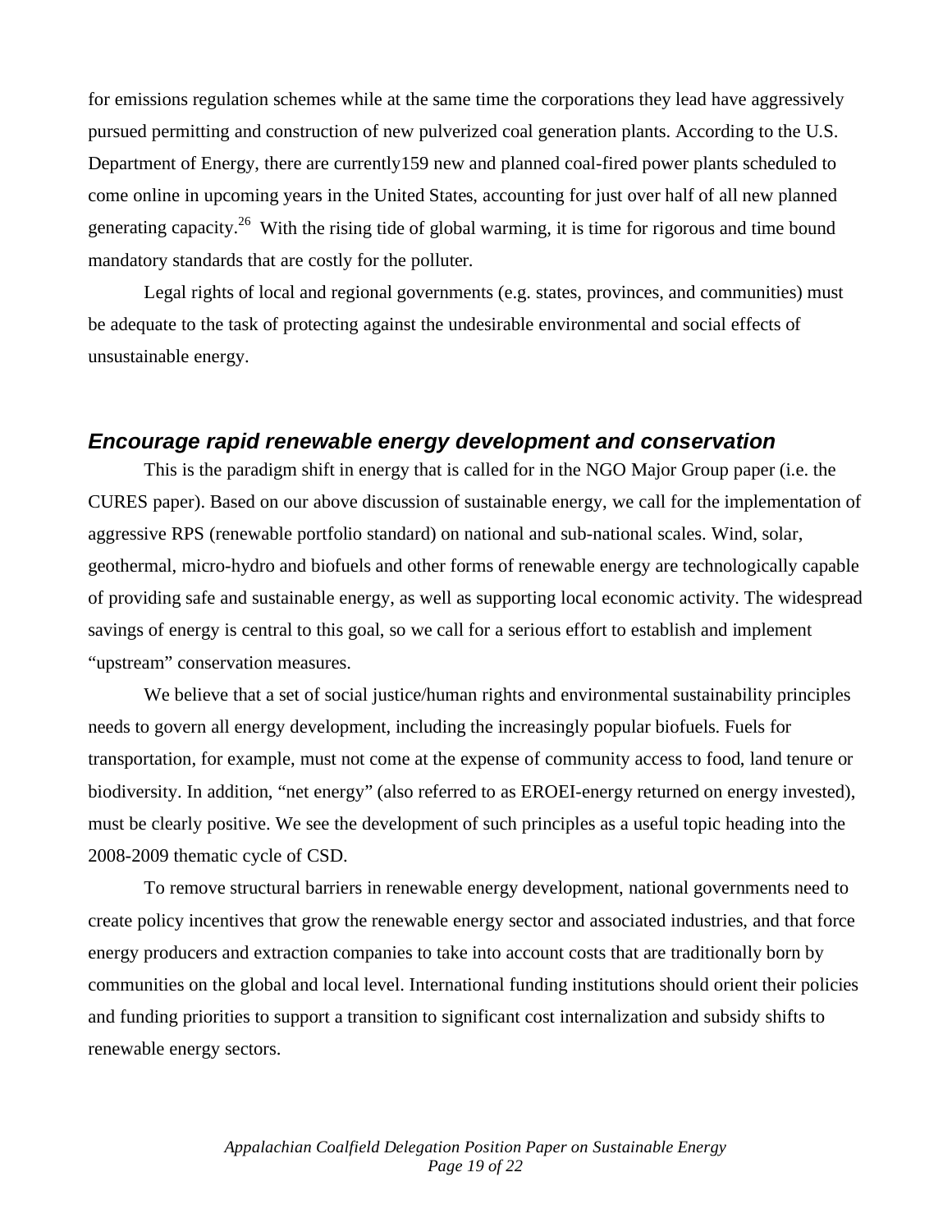for emissions regulation schemes while at the same time the corporations they lead have aggressively pursued permitting and construction of new pulverized coal generation plants. According to the U.S. Department of Energy, there are currently159 new and planned coal-fired power plants scheduled to come online in upcoming years in the United States, accounting for just over half of all new planned generating capacity.[26] With the rising tide of global warming, it is time for rigorous and time bound mandatory standards that are costly for the polluter.

Legal rights of local and regional governments (e.g. states, provinces, and communities) must be adequate to the task of protecting against the undesirable environmental and social effects of unsustainable energy.

## *Encourage rapid renewable energy development and conservation*

This is the paradigm shift in energy that is called for in the NGO Major Group paper (i.e. the CURES paper). Based on our above discussion of sustainable energy, we call for the implementation of aggressive RPS (renewable portfolio standard) on national and sub-national scales. Wind, solar, geothermal, micro-hydro and biofuels and other forms of renewable energy are technologically capable of providing safe and sustainable energy, as well as supporting local economic activity. The widespread savings of energy is central to this goal, so we call for a serious effort to establish and implement "upstream" conservation measures.

We believe that a set of social justice/human rights and environmental sustainability principles needs to govern all energy development, including the increasingly popular biofuels. Fuels for transportation, for example, must not come at the expense of community access to food, land tenure or biodiversity. In addition, "net energy" (also referred to as EROEI-energy returned on energy invested), must be clearly positive. We see the development of such principles as a useful topic heading into the 2008-2009 thematic cycle of CSD.

To remove structural barriers in renewable energy development, national governments need to create policy incentives that grow the renewable energy sector and associated industries, and that force energy producers and extraction companies to take into account costs that are traditionally born by communities on the global and local level. International funding institutions should orient their policies and funding priorities to support a transition to significant cost internalization and subsidy shifts to renewable energy sectors.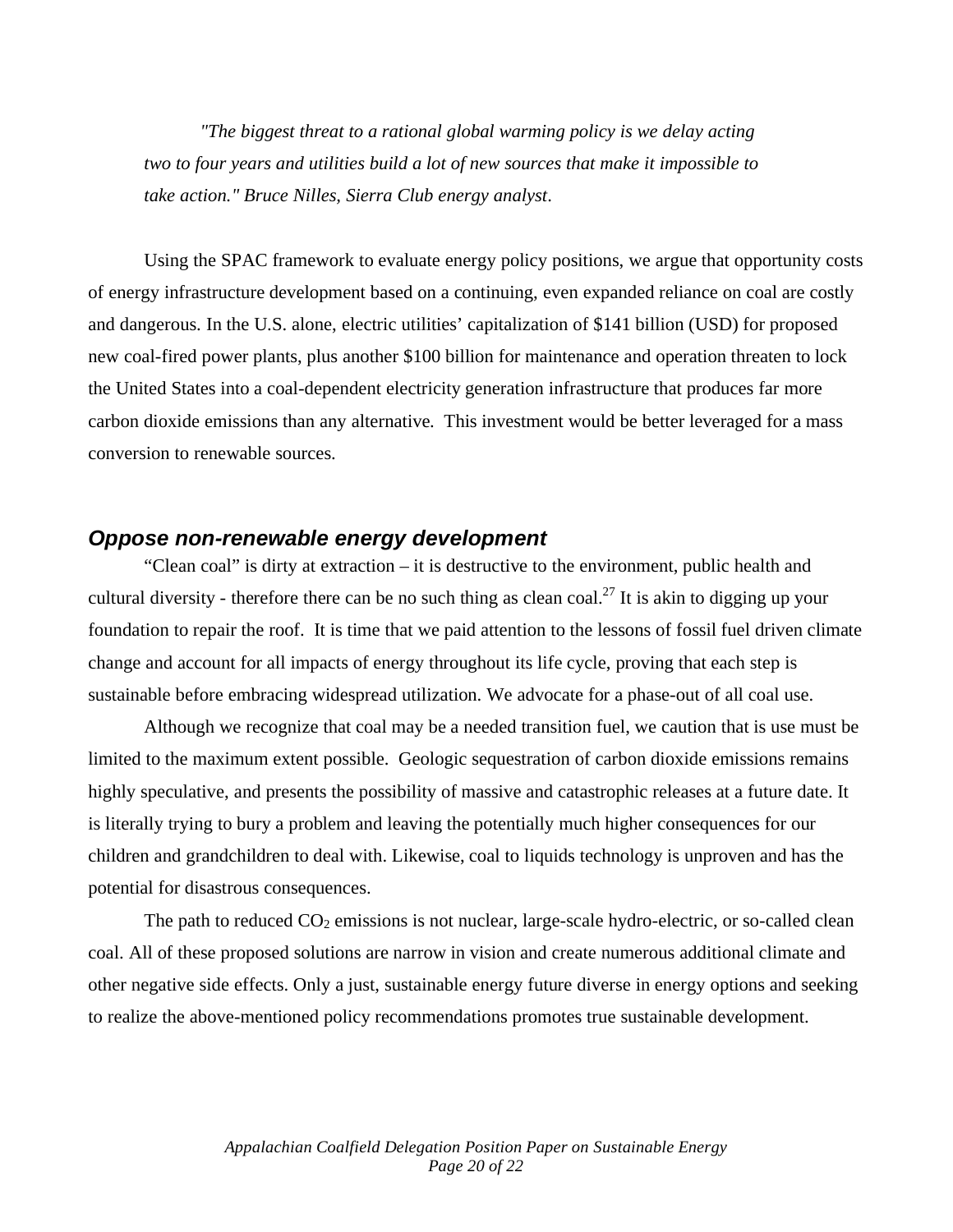*"The biggest threat to a rational global warming policy is we delay acting two to four years and utilities build a lot of new sources that make it impossible to take action." Bruce Nilles, Sierra Club energy analyst*.

Using the SPAC framework to evaluate energy policy positions, we argue that opportunity costs of energy infrastructure development based on a continuing, even expanded reliance on coal are costly and dangerous. In the U.S. alone, electric utilities' capitalization of $141 billion (USD) for proposed new coal-fired power plants, plus another $100 billion for maintenance and operation threaten to lock the United States into a coal-dependent electricity generation infrastructure that produces far more carbon dioxide emissions than any alternative. This investment would be better leveraged for a mass conversion to renewable sources.

## Oppose non-renewable energy development

"Clean coal" is dirty at extraction – it is destructive to the environment, public health and cultural diversity - therefore there can be no such thing as clean coal.[27] It is akin to digging up your foundation to repair the roof. It is time that we paid attention to the lessons of fossil fuel driven climate change and account for all impacts of energy throughout its life cycle, proving that each step is sustainable before embracing widespread utilization. We advocate for a phase-out of all coal use.

Although we recognize that coal may be a needed transition fuel, we caution that is use must be limited to the maximum extent possible. Geologic sequestration of carbon dioxide emissions remains highly speculative, and presents the possibility of massive and catastrophic releases at a future date. It is literally trying to bury a problem and leaving the potentially much higher consequences for our children and grandchildren to deal with. Likewise, coal to liquids technology is unproven and has the potential for disastrous consequences.

The path to reduced $CO_2$ emissions is not nuclear, large-scale hydro-electric, or so-called clean coal. All of these proposed solutions are narrow in vision and create numerous additional climate and other negative side effects. Only a just, sustainable energy future diverse in energy options and seeking to realize the above-mentioned policy recommendations promotes true sustainable development.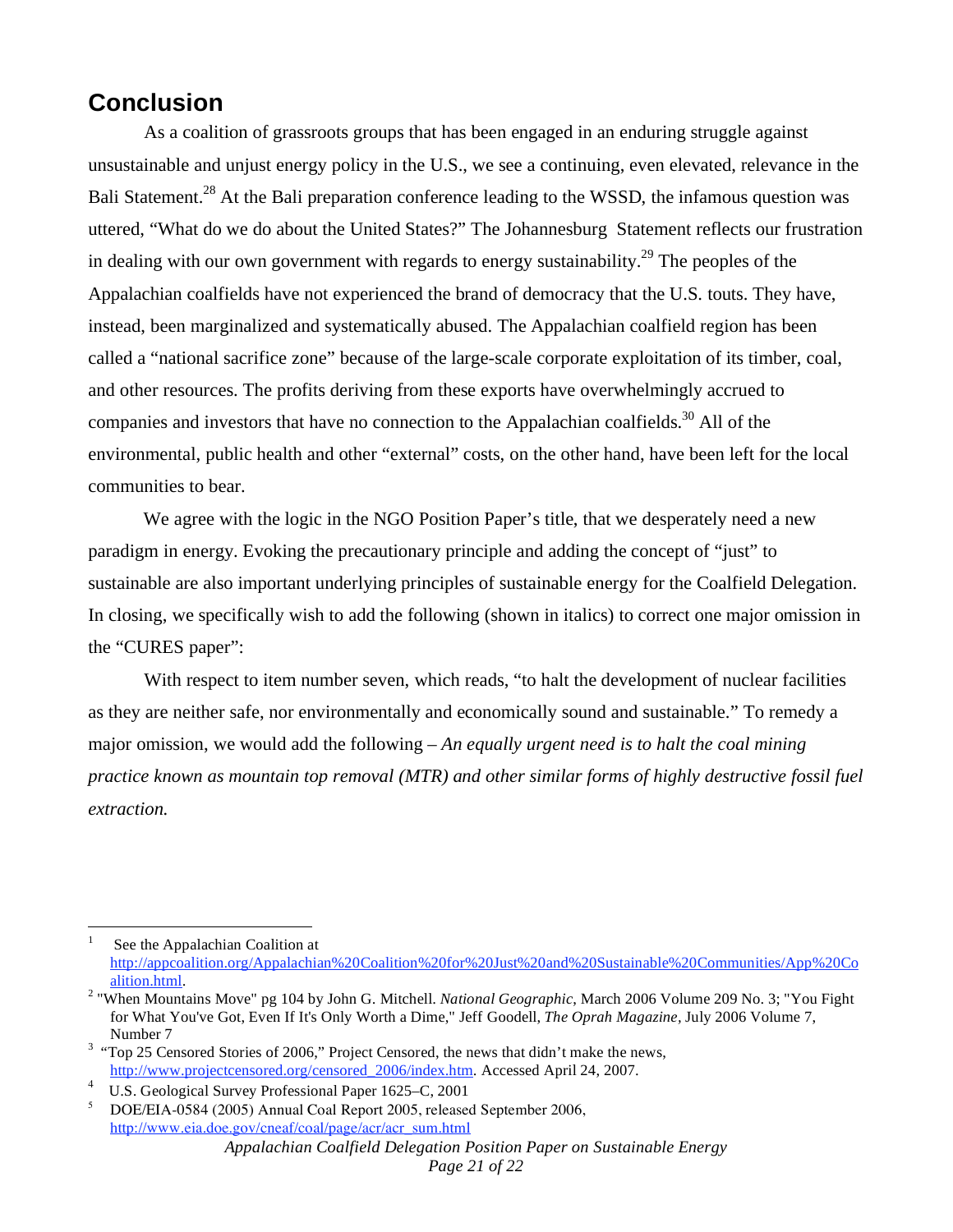## Conclusion

As a coalition of grassroots groups that has been engaged in an enduring struggle against unsustainable and unjust energy policy in the U.S., we see a continuing, even elevated, relevance in the Bali Statement.[28] At the Bali preparation conference leading to the WSSD, the infamous question was uttered, "What do we do about the United States?" The Johannesburg Statement reflects our frustration in dealing with our own government with regards to energy sustainability.[29] The peoples of the Appalachian coalfields have not experienced the brand of democracy that the U.S. touts. They have, instead, been marginalized and systematically abused. The Appalachian coalfield region has been called a "national sacrifice zone" because of the large-scale corporate exploitation of its timber, coal, and other resources. The profits deriving from these exports have overwhelmingly accrued to companies and investors that have no connection to the Appalachian coalfields.[30] All of the environmental, public health and other "external" costs, on the other hand, have been left for the local communities to bear.

We agree with the logic in the NGO Position Paper's title, that we desperately need a new paradigm in energy. Evoking the precautionary principle and adding the concept of "just" to sustainable are also important underlying principles of sustainable energy for the Coalfield Delegation. In closing, we specifically wish to add the following (shown in italics) to correct one major omission in the "CURES paper":

With respect to item number seven, which reads, "to halt the development of nuclear facilities as they are neither safe, nor environmentally and economically sound and sustainable." To remedy a major omission, we would add the following – *An equally urgent need is to halt the coal mining practice known as mountain top removal (MTR) and other similar forms of highly destructive fossil fuel extraction.*

---

[1] See the Appalachian Coalition at http://appcoalition.org/Appalachian%20Coalition%20for%20Just%20and%20Sustainable%20Communities/App%20Coalition.html.

[2] "When Mountains Move" pg 104 by John G. Mitchell. *National Geographic*, March 2006 Volume 209 No. 3; "You Fight for What You've Got, Even If It's Only Worth a Dime," Jeff Goodell, *The Oprah Magazine*, July 2006 Volume 7, Number 7

[3] "Top 25 Censored Stories of 2006," Project Censored, the news that didn't make the news, http://www.projectcensored.org/censored_2006/index.htm. Accessed April 24, 2007.

[4] U.S. Geological Survey Professional Paper 1625–C, 2001

[5] DOE/EIA-0584 (2005) Annual Coal Report 2005, released September 2006, http://www.eia.doe.gov/cneaf/coal/page/acr/acr_sum.html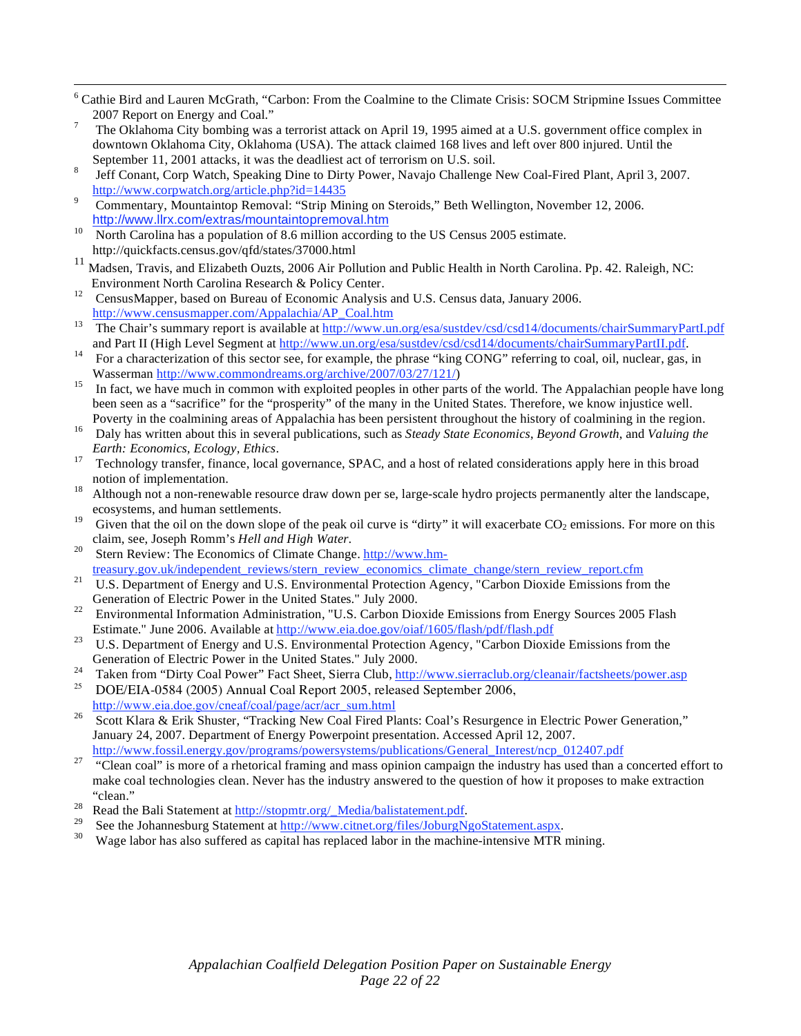[6] Cathie Bird and Lauren McGrath, "Carbon: From the Coalmine to the Climate Crisis: SOCM Stripmine Issues Committee 2007 Report on Energy and Coal."

[7] The Oklahoma City bombing was a terrorist attack on April 19, 1995 aimed at a U.S. government office complex in downtown Oklahoma City, Oklahoma (USA). The attack claimed 168 lives and left over 800 injured. Until the September 11, 2001 attacks, it was the deadliest act of terrorism on U.S. soil.

[8] Jeff Conant, Corp Watch, Speaking Dine to Dirty Power, Navajo Challenge New Coal-Fired Plant, April 3, 2007. http://www.corpwatch.org/article.php?id=14435

[9] Commentary, Mountaintop Removal: "Strip Mining on Steroids," Beth Wellington, November 12, 2006. http://www.llrx.com/extras/mountaintopremoval.htm

[10] North Carolina has a population of 8.6 million according to the US Census 2005 estimate. http://quickfacts.census.gov/qfd/states/37000.html

[11] Madsen, Travis, and Elizabeth Ouzts, 2006 Air Pollution and Public Health in North Carolina. Pp. 42. Raleigh, NC: Environment North Carolina Research & Policy Center.

[12] CensusMapper, based on Bureau of Economic Analysis and U.S. Census data, January 2006. http://www.censusmapper.com/Appalachia/AP_Coal.htm

[13] The Chair's summary report is available at http://www.un.org/esa/sustdev/csd/csd14/documents/chairSummaryPartI.pdf and Part II (High Level Segment at http://www.un.org/esa/sustdev/csd/csd14/documents/chairSummaryPartII.pdf.

[14] For a characterization of this sector see, for example, the phrase "king CONG" referring to coal, oil, nuclear, gas, in Wasserman http://www.commondreams.org/archive/2007/03/27/121/)

[15] In fact, we have much in common with exploited peoples in other parts of the world. The Appalachian people have long been seen as a "sacrifice" for the "prosperity" of the many in the United States. Therefore, we know injustice well. Poverty in the coalmining areas of Appalachia has been persistent throughout the history of coalmining in the region.

[16] Daly has written about this in several publications, such as *Steady State Economics*, *Beyond Growth*, and *Valuing the Earth: Economics, Ecology, Ethics*.

[17] Technology transfer, finance, local governance, SPAC, and a host of related considerations apply here in this broad notion of implementation.

[18] Although not a non-renewable resource draw down per se, large-scale hydro projects permanently alter the landscape, ecosystems, and human settlements.

[19] Given that the oil on the down slope of the peak oil curve is "dirty" it will exacerbate $CO_2$ emissions. For more on this claim, see, Joseph Romm's *Hell and High Water*.

[20] Stern Review: The Economics of Climate Change. http://www.hm-treasury.gov.uk/independent_reviews/stern_review_economics_climate_change/stern_review_report.cfm

[21] U.S. Department of Energy and U.S. Environmental Protection Agency, "Carbon Dioxide Emissions from the Generation of Electric Power in the United States." July 2000.

[22] Environmental Information Administration, "U.S. Carbon Dioxide Emissions from Energy Sources 2005 Flash Estimate." June 2006. Available at http://www.eia.doe.gov/oiaf/1605/flash/pdf/flash.pdf

[23] U.S. Department of Energy and U.S. Environmental Protection Agency, "Carbon Dioxide Emissions from the Generation of Electric Power in the United States." July 2000.

[24] Taken from "Dirty Coal Power" Fact Sheet, Sierra Club, http://www.sierraclub.org/cleanair/factsheets/power.asp

[25] DOE/EIA-0584 (2005) Annual Coal Report 2005, released September 2006, http://www.eia.doe.gov/cneaf/coal/page/acr/acr_sum.html

[26] Scott Klara & Erik Shuster, "Tracking New Coal Fired Plants: Coal's Resurgence in Electric Power Generation," January 24, 2007. Department of Energy Powerpoint presentation. Accessed April 12, 2007. http://www.fossil.energy.gov/programs/powersystems/publications/General_Interest/ncp_012407.pdf

[27] "Clean coal" is more of a rhetorical framing and mass opinion campaign the industry has used than a concerted effort to make coal technologies clean. Never has the industry answered to the question of how it proposes to make extraction "clean."

[28] Read the Bali Statement at http://stopmtr.org/_Media/balistatement.pdf.

[29] See the Johannesburg Statement at http://www.citnet.org/files/JoburgNgoStatement.aspx.

[30] Wage labor has also suffered as capital has replaced labor in the machine-intensive MTR mining.